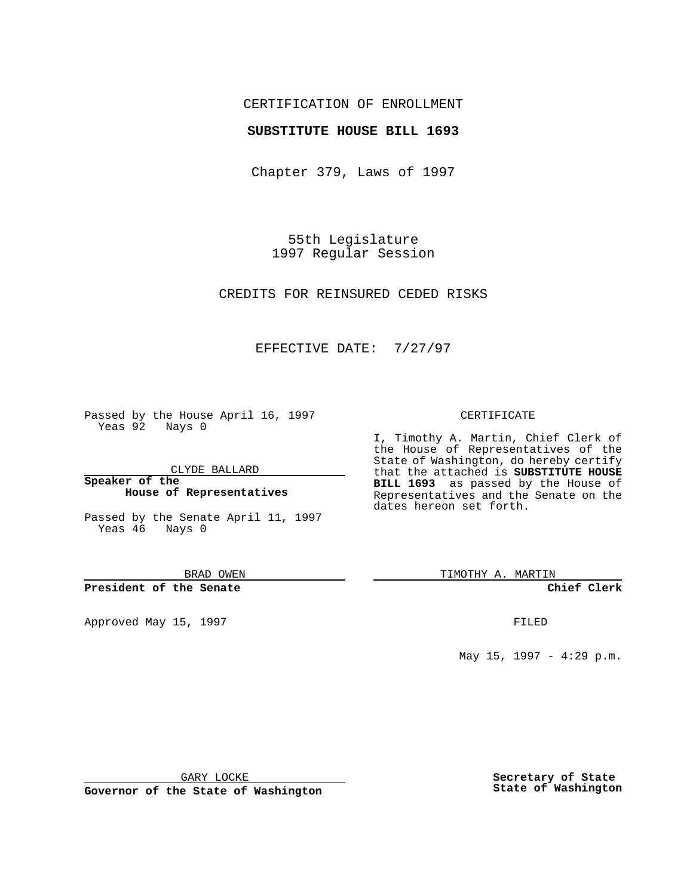CERTIFICATION OF ENROLLMENT

**SUBSTITUTE HOUSE BILL 1693**

Chapter 379, Laws of 1997

55th Legislature
1997 Regular Session

CREDITS FOR REINSURED CEDED RISKS

EFFECTIVE DATE: 7/27/97

Passed by the House April 16, 1997
Yeas 92 Nays 0

CLYDE BALLARD

**Speaker of the House of Representatives**

Passed by the Senate April 11, 1997
Yeas 46 Nays 0

BRAD OWEN

**President of the Senate**

Approved May 15, 1997

GARY LOCKE

**Governor of the State of Washington**

CERTIFICATE

I, Timothy A. Martin, Chief Clerk of the House of Representatives of the State of Washington, do hereby certify that the attached is **SUBSTITUTE HOUSE BILL 1693** as passed by the House of Representatives and the Senate on the dates hereon set forth.

TIMOTHY A. MARTIN

**Chief Clerk**

FILED

May 15, 1997 - 4:29 p.m.

**Secretary of State State of Washington**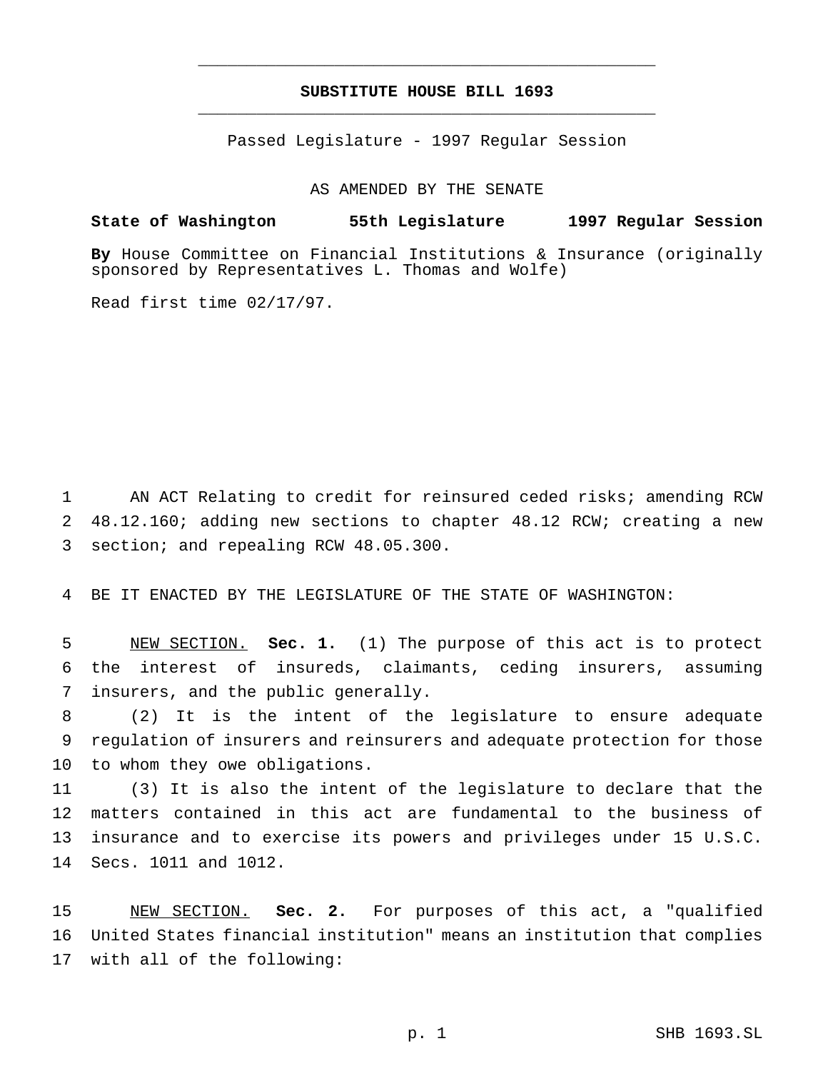# SUBSTITUTE HOUSE BILL 1693

Passed Legislature - 1997 Regular Session

AS AMENDED BY THE SENATE

**State of Washington 55th Legislature 1997 Regular Session**

**By** House Committee on Financial Institutions & Insurance (originally sponsored by Representatives L. Thomas and Wolfe)

Read first time 02/17/97.

AN ACT Relating to credit for reinsured ceded risks; amending RCW 48.12.160; adding new sections to chapter 48.12 RCW; creating a new section; and repealing RCW 48.05.300.

BE IT ENACTED BY THE LEGISLATURE OF THE STATE OF WASHINGTON:

NEW SECTION. **Sec. 1.** (1) The purpose of this act is to protect the interest of insureds, claimants, ceding insurers, assuming insurers, and the public generally.

(2) It is the intent of the legislature to ensure adequate regulation of insurers and reinsurers and adequate protection for those to whom they owe obligations.

(3) It is also the intent of the legislature to declare that the matters contained in this act are fundamental to the business of insurance and to exercise its powers and privileges under 15 U.S.C. Secs. 1011 and 1012.

NEW SECTION. **Sec. 2.** For purposes of this act, a "qualified United States financial institution" means an institution that complies with all of the following: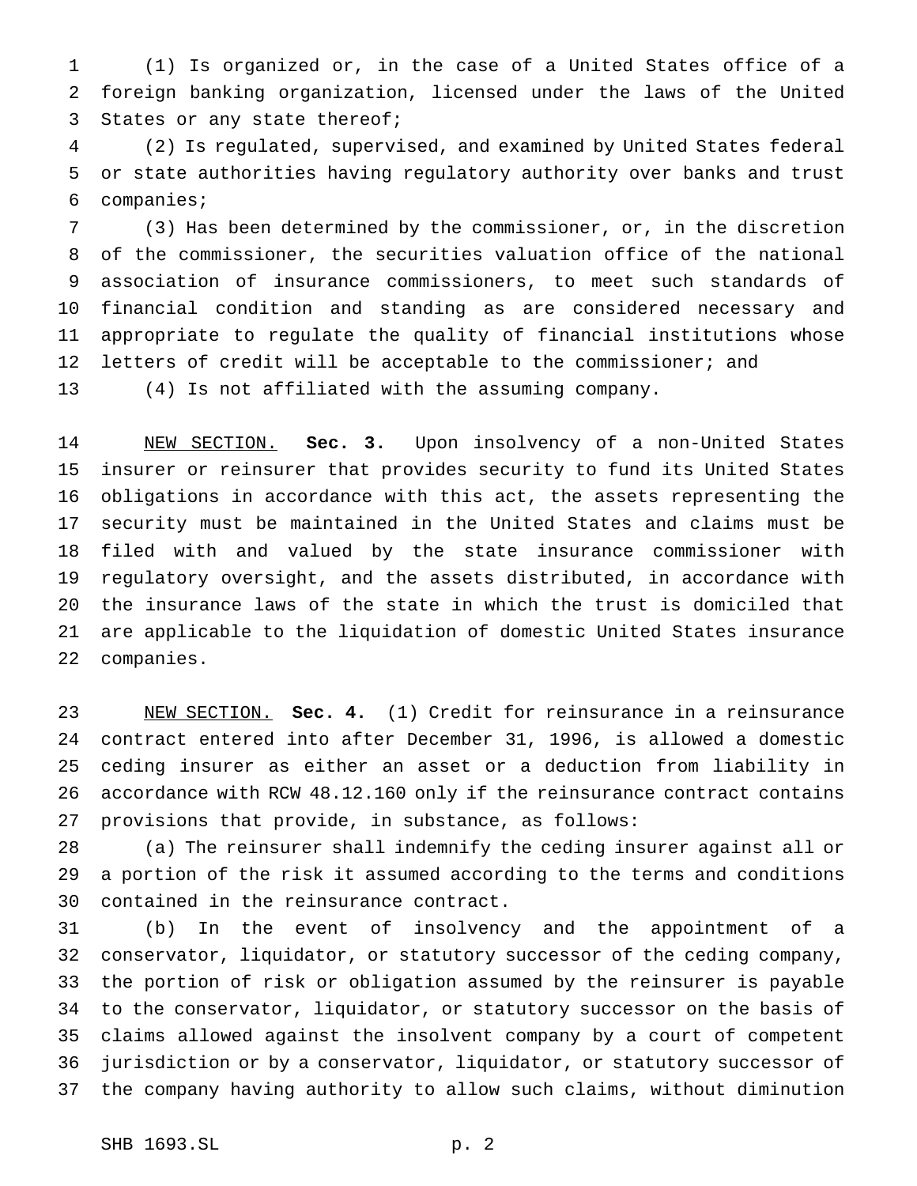(1) Is organized or, in the case of a United States office of a foreign banking organization, licensed under the laws of the United States or any state thereof;

(2) Is regulated, supervised, and examined by United States federal or state authorities having regulatory authority over banks and trust companies;

(3) Has been determined by the commissioner, or, in the discretion of the commissioner, the securities valuation office of the national association of insurance commissioners, to meet such standards of financial condition and standing as are considered necessary and appropriate to regulate the quality of financial institutions whose letters of credit will be acceptable to the commissioner; and

(4) Is not affiliated with the assuming company.

NEW SECTION. **Sec. 3.** Upon insolvency of a non-United States insurer or reinsurer that provides security to fund its United States obligations in accordance with this act, the assets representing the security must be maintained in the United States and claims must be filed with and valued by the state insurance commissioner with regulatory oversight, and the assets distributed, in accordance with the insurance laws of the state in which the trust is domiciled that are applicable to the liquidation of domestic United States insurance companies.

NEW SECTION. **Sec. 4.** (1) Credit for reinsurance in a reinsurance contract entered into after December 31, 1996, is allowed a domestic ceding insurer as either an asset or a deduction from liability in accordance with RCW 48.12.160 only if the reinsurance contract contains provisions that provide, in substance, as follows:

(a) The reinsurer shall indemnify the ceding insurer against all or a portion of the risk it assumed according to the terms and conditions contained in the reinsurance contract.

(b) In the event of insolvency and the appointment of a conservator, liquidator, or statutory successor of the ceding company, the portion of risk or obligation assumed by the reinsurer is payable to the conservator, liquidator, or statutory successor on the basis of claims allowed against the insolvent company by a court of competent jurisdiction or by a conservator, liquidator, or statutory successor of the company having authority to allow such claims, without diminution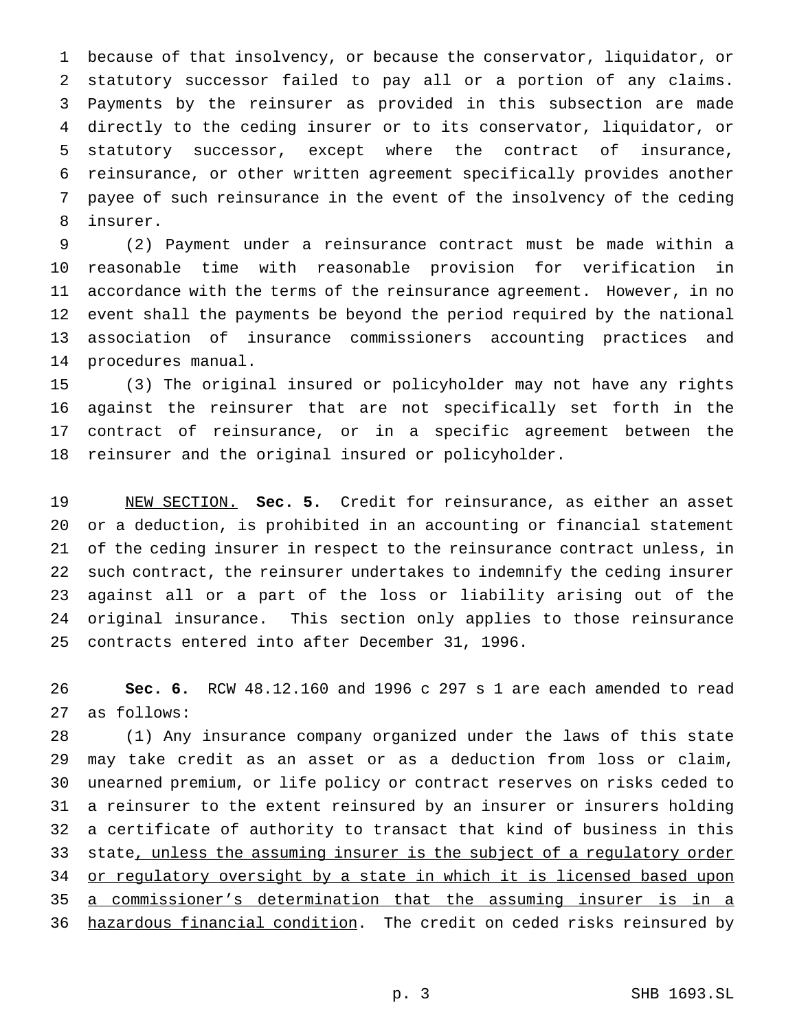because of that insolvency, or because the conservator, liquidator, or statutory successor failed to pay all or a portion of any claims. Payments by the reinsurer as provided in this subsection are made directly to the ceding insurer or to its conservator, liquidator, or statutory successor, except where the contract of insurance, reinsurance, or other written agreement specifically provides another payee of such reinsurance in the event of the insolvency of the ceding insurer.

(2) Payment under a reinsurance contract must be made within a reasonable time with reasonable provision for verification in accordance with the terms of the reinsurance agreement. However, in no event shall the payments be beyond the period required by the national association of insurance commissioners accounting practices and procedures manual.

(3) The original insured or policyholder may not have any rights against the reinsurer that are not specifically set forth in the contract of reinsurance, or in a specific agreement between the reinsurer and the original insured or policyholder.

<u>NEW SECTION.</u> **Sec. 5.** Credit for reinsurance, as either an asset or a deduction, is prohibited in an accounting or financial statement of the ceding insurer in respect to the reinsurance contract unless, in such contract, the reinsurer undertakes to indemnify the ceding insurer against all or a part of the loss or liability arising out of the original insurance. This section only applies to those reinsurance contracts entered into after December 31, 1996.

**Sec. 6.** RCW 48.12.160 and 1996 c 297 s 1 are each amended to read as follows:

(1) Any insurance company organized under the laws of this state may take credit as an asset or as a deduction from loss or claim, unearned premium, or life policy or contract reserves on risks ceded to a reinsurer to the extent reinsured by an insurer or insurers holding a certificate of authority to transact that kind of business in this state<u>, unless the assuming insurer is the subject of a regulatory order or regulatory oversight by a state in which it is licensed based upon a commissioner's determination that the assuming insurer is in a hazardous financial condition</u>. The credit on ceded risks reinsured by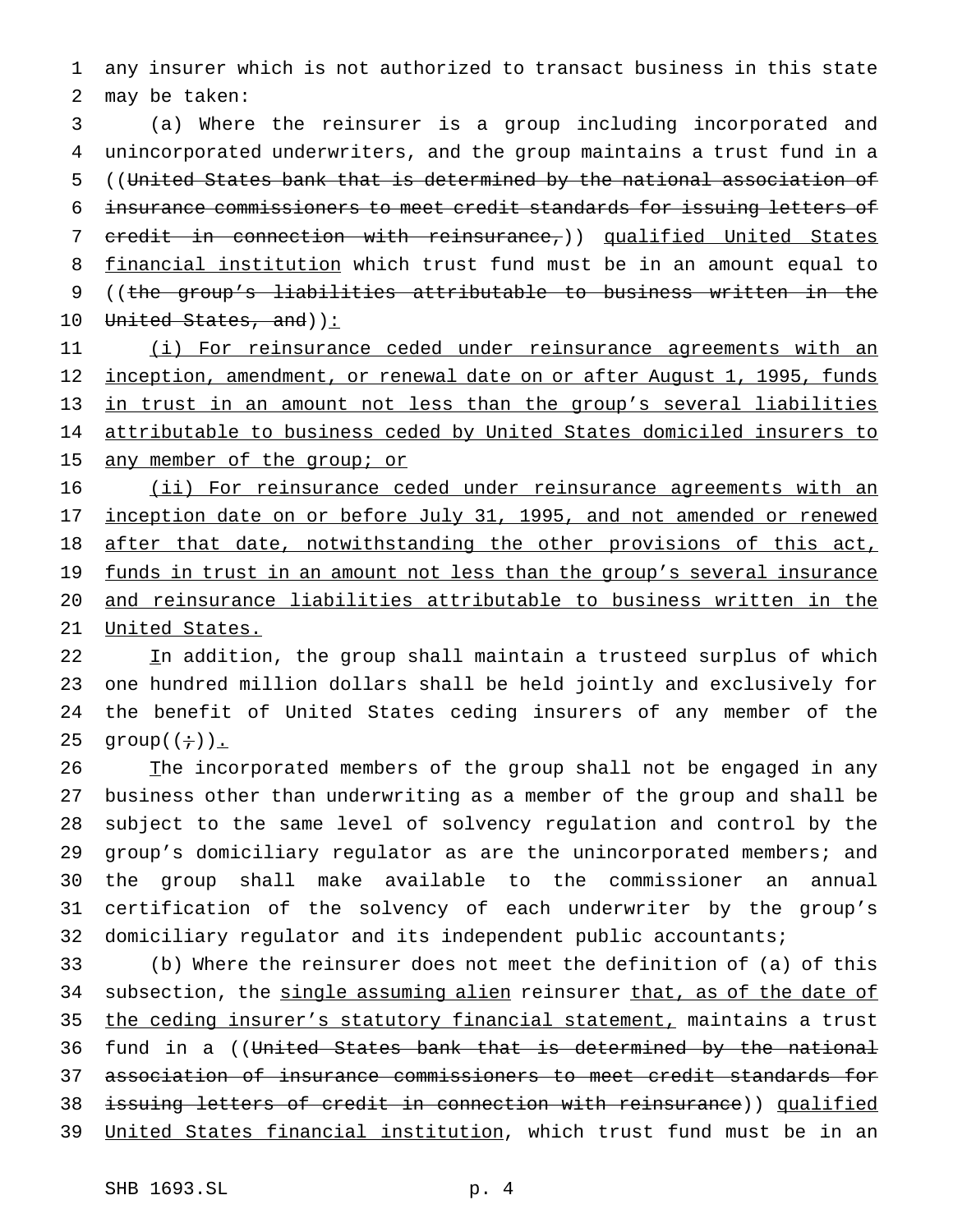any insurer which is not authorized to transact business in this state may be taken:

(a) Where the reinsurer is a group including incorporated and unincorporated underwriters, and the group maintains a trust fund in a ((~~United States bank that is determined by the national association of insurance commissioners to meet credit standards for issuing letters of credit in connection with reinsurance,~~)) qualified United States financial institution which trust fund must be in an amount equal to ((~~the group's liabilities attributable to business written in the United States, and~~)):

(i) For reinsurance ceded under reinsurance agreements with an inception, amendment, or renewal date on or after August 1, 1995, funds in trust in an amount not less than the group's several liabilities attributable to business ceded by United States domiciled insurers to any member of the group; or

(ii) For reinsurance ceded under reinsurance agreements with an inception date on or before July 31, 1995, and not amended or renewed after that date, notwithstanding the other provisions of this act, funds in trust in an amount not less than the group's several insurance and reinsurance liabilities attributable to business written in the United States.

In addition, the group shall maintain a trusteed surplus of which one hundred million dollars shall be held jointly and exclusively for the benefit of United States ceding insurers of any member of the group((~~;~~)).

The incorporated members of the group shall not be engaged in any business other than underwriting as a member of the group and shall be subject to the same level of solvency regulation and control by the group's domiciliary regulator as are the unincorporated members; and the group shall make available to the commissioner an annual certification of the solvency of each underwriter by the group's domiciliary regulator and its independent public accountants;

(b) Where the reinsurer does not meet the definition of (a) of this subsection, the single assuming alien reinsurer that, as of the date of the ceding insurer's statutory financial statement, maintains a trust fund in a ((~~United States bank that is determined by the national association of insurance commissioners to meet credit standards for issuing letters of credit in connection with reinsurance~~)) qualified United States financial institution, which trust fund must be in an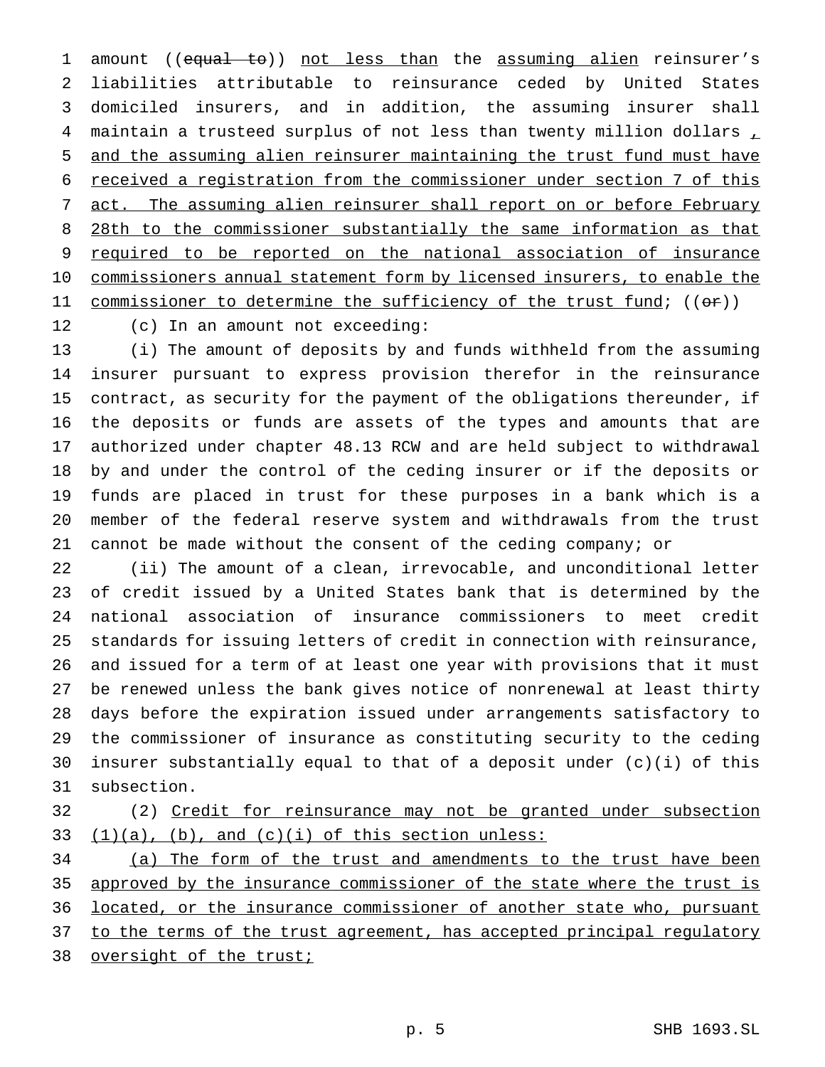amount ((~~equal to~~)) <u>not less than</u> the <u>assuming alien</u> reinsurer's liabilities attributable to reinsurance ceded by United States domiciled insurers, and in addition, the assuming insurer shall maintain a trusteed surplus of not less than twenty million dollars <u>, and the assuming alien reinsurer maintaining the trust fund must have received a registration from the commissioner under section 7 of this act. The assuming alien reinsurer shall report on or before February 28th to the commissioner substantially the same information as that required to be reported on the national association of insurance commissioners annual statement form by licensed insurers, to enable the commissioner to determine the sufficiency of the trust fund</u>; ((~~or~~))

(c) In an amount not exceeding:

(i) The amount of deposits by and funds withheld from the assuming insurer pursuant to express provision therefor in the reinsurance contract, as security for the payment of the obligations thereunder, if the deposits or funds are assets of the types and amounts that are authorized under chapter 48.13 RCW and are held subject to withdrawal by and under the control of the ceding insurer or if the deposits or funds are placed in trust for these purposes in a bank which is a member of the federal reserve system and withdrawals from the trust cannot be made without the consent of the ceding company; or

(ii) The amount of a clean, irrevocable, and unconditional letter of credit issued by a United States bank that is determined by the national association of insurance commissioners to meet credit standards for issuing letters of credit in connection with reinsurance, and issued for a term of at least one year with provisions that it must be renewed unless the bank gives notice of nonrenewal at least thirty days before the expiration issued under arrangements satisfactory to the commissioner of insurance as constituting security to the ceding insurer substantially equal to that of a deposit under (c)(i) of this subsection.

(2) <u>Credit for reinsurance may not be granted under subsection (1)(a), (b), and (c)(i) of this section unless:</u>

<u>(a) The form of the trust and amendments to the trust have been approved by the insurance commissioner of the state where the trust is located, or the insurance commissioner of another state who, pursuant to the terms of the trust agreement, has accepted principal regulatory oversight of the trust;</u>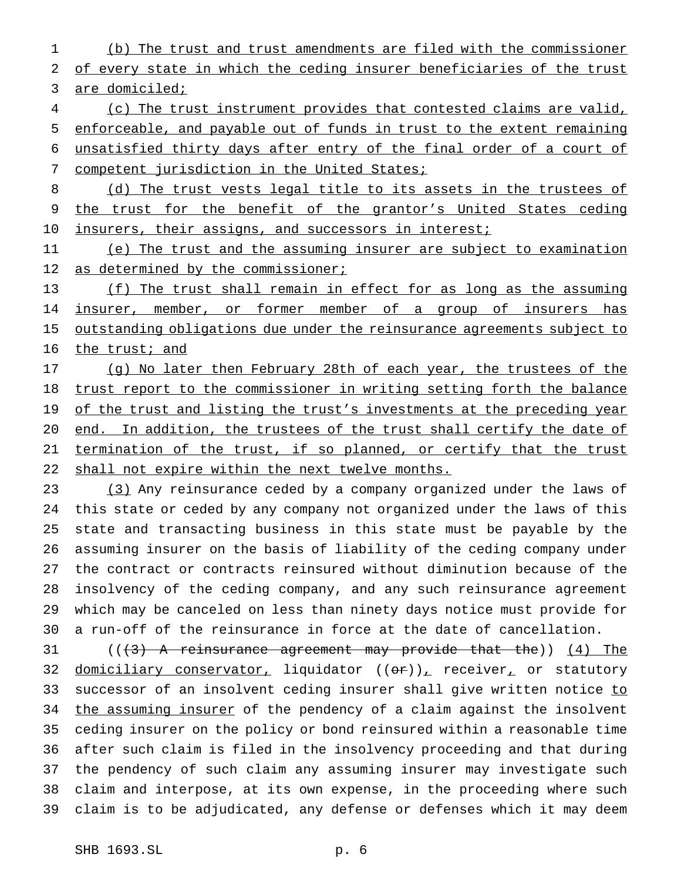(b) The trust and trust amendments are filed with the commissioner of every state in which the ceding insurer beneficiaries of the trust are domiciled;

(c) The trust instrument provides that contested claims are valid, enforceable, and payable out of funds in trust to the extent remaining unsatisfied thirty days after entry of the final order of a court of competent jurisdiction in the United States;

(d) The trust vests legal title to its assets in the trustees of the trust for the benefit of the grantor's United States ceding insurers, their assigns, and successors in interest;

(e) The trust and the assuming insurer are subject to examination as determined by the commissioner;

(f) The trust shall remain in effect for as long as the assuming insurer, member, or former member of a group of insurers has outstanding obligations due under the reinsurance agreements subject to the trust; and

(g) No later then February 28th of each year, the trustees of the trust report to the commissioner in writing setting forth the balance of the trust and listing the trust's investments at the preceding year end. In addition, the trustees of the trust shall certify the date of termination of the trust, if so planned, or certify that the trust shall not expire within the next twelve months.

(3) Any reinsurance ceded by a company organized under the laws of this state or ceded by any company not organized under the laws of this state and transacting business in this state must be payable by the assuming insurer on the basis of liability of the ceding company under the contract or contracts reinsured without diminution because of the insolvency of the ceding company, and any such reinsurance agreement which may be canceled on less than ninety days notice must provide for a run-off of the reinsurance in force at the date of cancellation.

(((3) A reinsurance agreement may provide that the)) (4) The domiciliary conservator, liquidator ((or)), receiver, or statutory successor of an insolvent ceding insurer shall give written notice to the assuming insurer of the pendency of a claim against the insolvent ceding insurer on the policy or bond reinsured within a reasonable time after such claim is filed in the insolvency proceeding and that during the pendency of such claim any assuming insurer may investigate such claim and interpose, at its own expense, in the proceeding where such claim is to be adjudicated, any defense or defenses which it may deem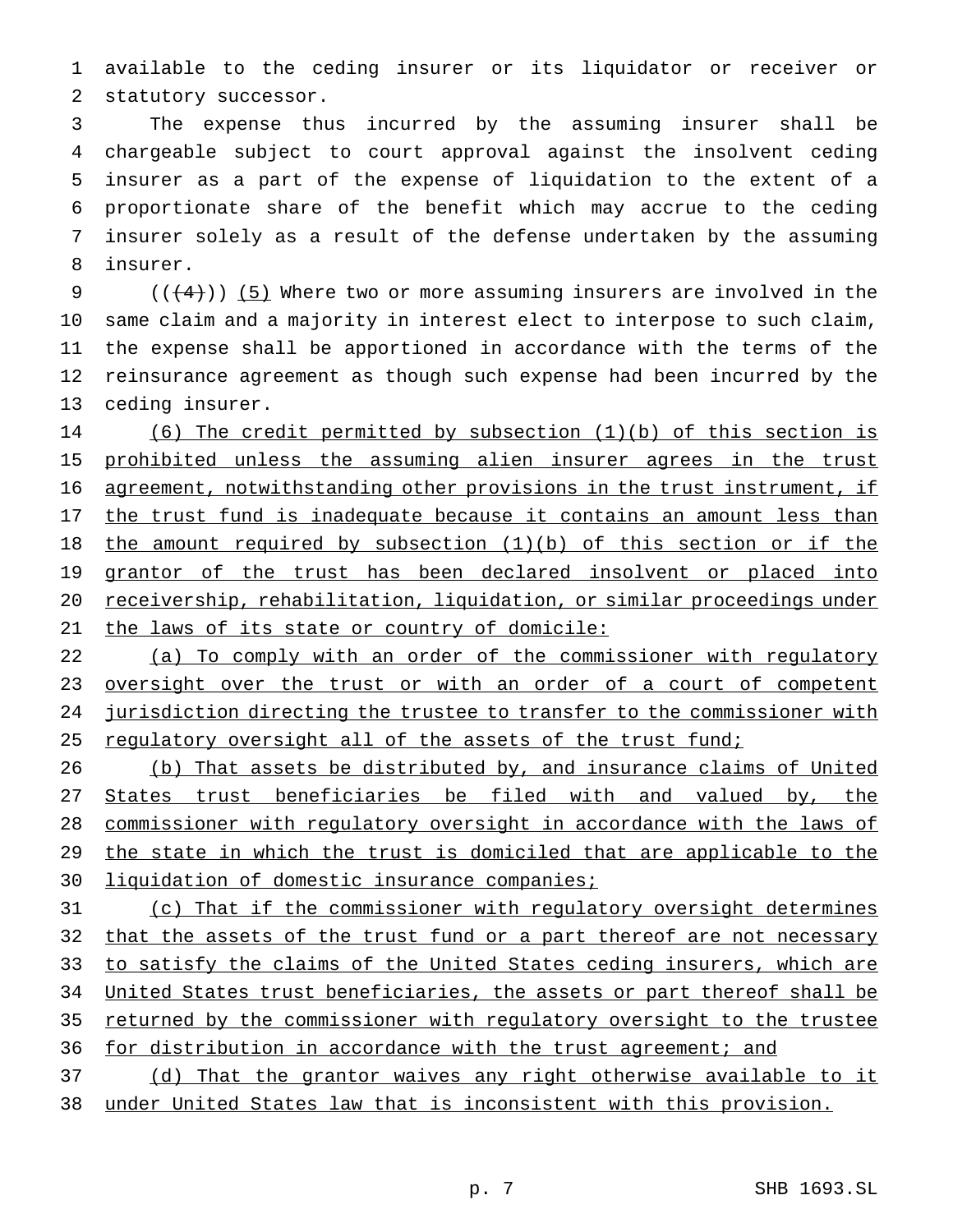available to the ceding insurer or its liquidator or receiver or statutory successor.

The expense thus incurred by the assuming insurer shall be chargeable subject to court approval against the insolvent ceding insurer as a part of the expense of liquidation to the extent of a proportionate share of the benefit which may accrue to the ceding insurer solely as a result of the defense undertaken by the assuming insurer.

~~((4))~~ (5) Where two or more assuming insurers are involved in the same claim and a majority in interest elect to interpose to such claim, the expense shall be apportioned in accordance with the terms of the reinsurance agreement as though such expense had been incurred by the ceding insurer.

(6) The credit permitted by subsection (1)(b) of this section is prohibited unless the assuming alien insurer agrees in the trust agreement, notwithstanding other provisions in the trust instrument, if the trust fund is inadequate because it contains an amount less than the amount required by subsection (1)(b) of this section or if the grantor of the trust has been declared insolvent or placed into receivership, rehabilitation, liquidation, or similar proceedings under the laws of its state or country of domicile:

(a) To comply with an order of the commissioner with regulatory oversight over the trust or with an order of a court of competent jurisdiction directing the trustee to transfer to the commissioner with regulatory oversight all of the assets of the trust fund;

(b) That assets be distributed by, and insurance claims of United States trust beneficiaries be filed with and valued by, the commissioner with regulatory oversight in accordance with the laws of the state in which the trust is domiciled that are applicable to the liquidation of domestic insurance companies;

(c) That if the commissioner with regulatory oversight determines that the assets of the trust fund or a part thereof are not necessary to satisfy the claims of the United States ceding insurers, which are United States trust beneficiaries, the assets or part thereof shall be returned by the commissioner with regulatory oversight to the trustee for distribution in accordance with the trust agreement; and

(d) That the grantor waives any right otherwise available to it under United States law that is inconsistent with this provision.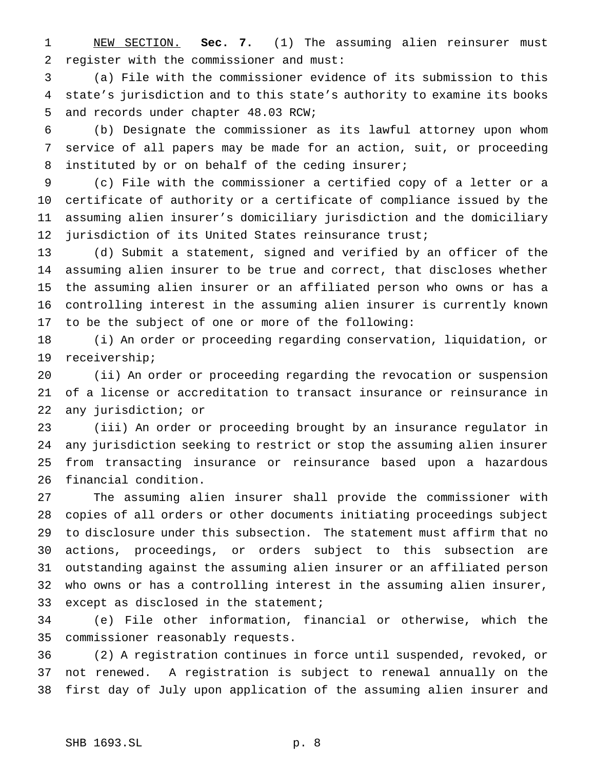NEW SECTION. **Sec. 7.** (1) The assuming alien reinsurer must register with the commissioner and must:

(a) File with the commissioner evidence of its submission to this state's jurisdiction and to this state's authority to examine its books and records under chapter 48.03 RCW;

(b) Designate the commissioner as its lawful attorney upon whom service of all papers may be made for an action, suit, or proceeding instituted by or on behalf of the ceding insurer;

(c) File with the commissioner a certified copy of a letter or a certificate of authority or a certificate of compliance issued by the assuming alien insurer's domiciliary jurisdiction and the domiciliary jurisdiction of its United States reinsurance trust;

(d) Submit a statement, signed and verified by an officer of the assuming alien insurer to be true and correct, that discloses whether the assuming alien insurer or an affiliated person who owns or has a controlling interest in the assuming alien insurer is currently known to be the subject of one or more of the following:

(i) An order or proceeding regarding conservation, liquidation, or receivership;

(ii) An order or proceeding regarding the revocation or suspension of a license or accreditation to transact insurance or reinsurance in any jurisdiction; or

(iii) An order or proceeding brought by an insurance regulator in any jurisdiction seeking to restrict or stop the assuming alien insurer from transacting insurance or reinsurance based upon a hazardous financial condition.

The assuming alien insurer shall provide the commissioner with copies of all orders or other documents initiating proceedings subject to disclosure under this subsection. The statement must affirm that no actions, proceedings, or orders subject to this subsection are outstanding against the assuming alien insurer or an affiliated person who owns or has a controlling interest in the assuming alien insurer, except as disclosed in the statement;

(e) File other information, financial or otherwise, which the commissioner reasonably requests.

(2) A registration continues in force until suspended, revoked, or not renewed. A registration is subject to renewal annually on the first day of July upon application of the assuming alien insurer and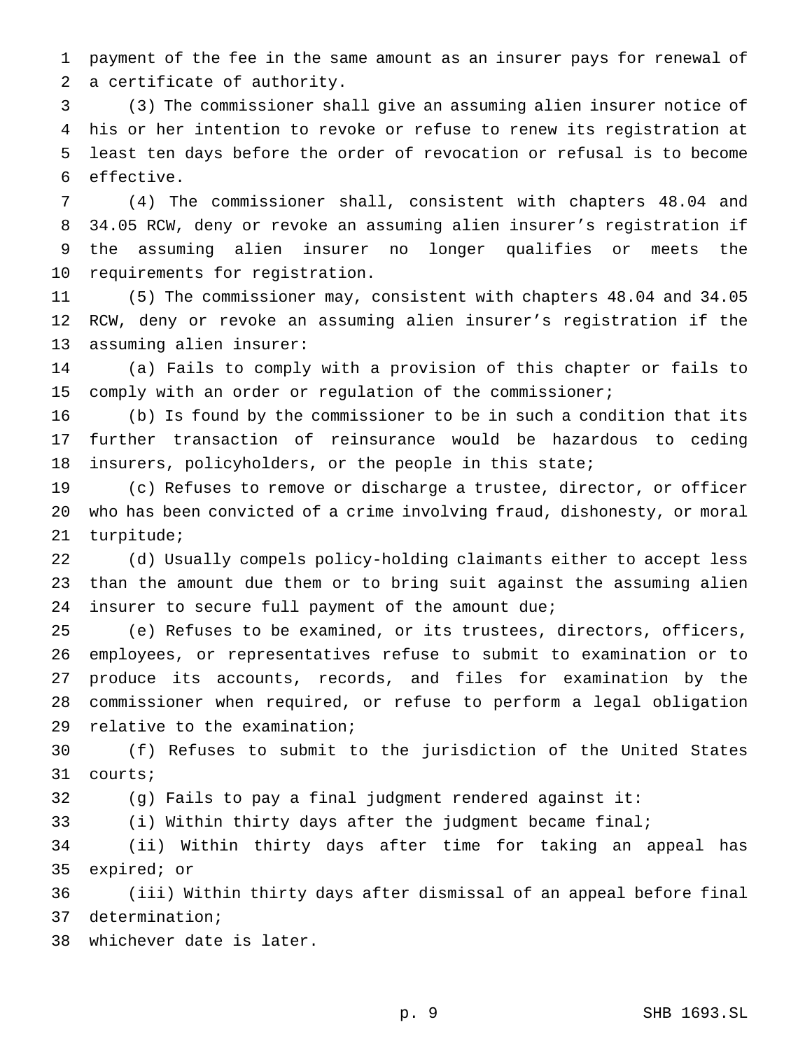payment of the fee in the same amount as an insurer pays for renewal of a certificate of authority.

(3) The commissioner shall give an assuming alien insurer notice of his or her intention to revoke or refuse to renew its registration at least ten days before the order of revocation or refusal is to become effective.

(4) The commissioner shall, consistent with chapters 48.04 and 34.05 RCW, deny or revoke an assuming alien insurer's registration if the assuming alien insurer no longer qualifies or meets the requirements for registration.

(5) The commissioner may, consistent with chapters 48.04 and 34.05 RCW, deny or revoke an assuming alien insurer's registration if the assuming alien insurer:

(a) Fails to comply with a provision of this chapter or fails to comply with an order or regulation of the commissioner;

(b) Is found by the commissioner to be in such a condition that its further transaction of reinsurance would be hazardous to ceding insurers, policyholders, or the people in this state;

(c) Refuses to remove or discharge a trustee, director, or officer who has been convicted of a crime involving fraud, dishonesty, or moral turpitude;

(d) Usually compels policy-holding claimants either to accept less than the amount due them or to bring suit against the assuming alien insurer to secure full payment of the amount due;

(e) Refuses to be examined, or its trustees, directors, officers, employees, or representatives refuse to submit to examination or to produce its accounts, records, and files for examination by the commissioner when required, or refuse to perform a legal obligation relative to the examination;

(f) Refuses to submit to the jurisdiction of the United States courts;

(g) Fails to pay a final judgment rendered against it:

(i) Within thirty days after the judgment became final;

(ii) Within thirty days after time for taking an appeal has expired; or

(iii) Within thirty days after dismissal of an appeal before final determination;

whichever date is later.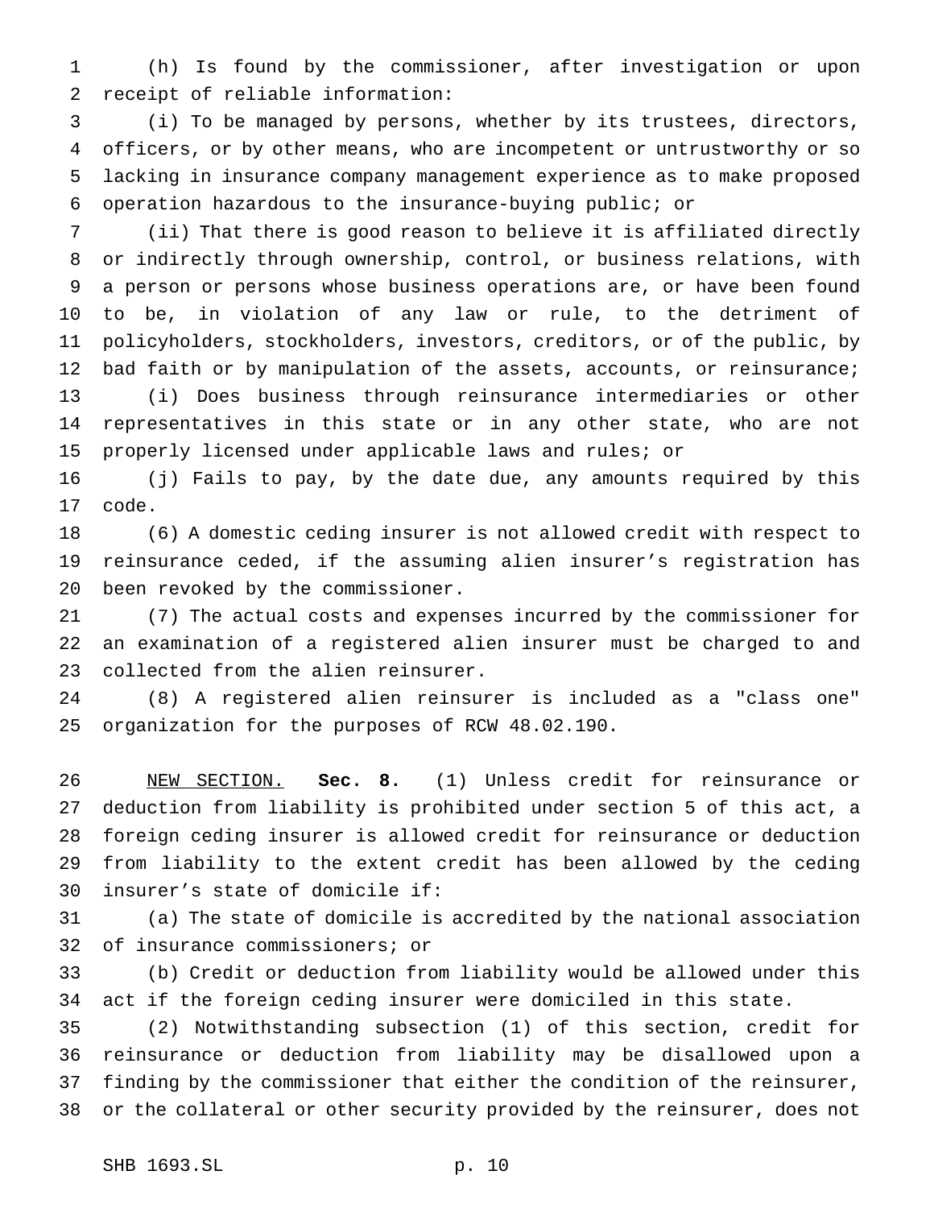(h) Is found by the commissioner, after investigation or upon receipt of reliable information:

(i) To be managed by persons, whether by its trustees, directors, officers, or by other means, who are incompetent or untrustworthy or so lacking in insurance company management experience as to make proposed operation hazardous to the insurance-buying public; or

(ii) That there is good reason to believe it is affiliated directly or indirectly through ownership, control, or business relations, with a person or persons whose business operations are, or have been found to be, in violation of any law or rule, to the detriment of policyholders, stockholders, investors, creditors, or of the public, by bad faith or by manipulation of the assets, accounts, or reinsurance;

(i) Does business through reinsurance intermediaries or other representatives in this state or in any other state, who are not properly licensed under applicable laws and rules; or

(j) Fails to pay, by the date due, any amounts required by this code.

(6) A domestic ceding insurer is not allowed credit with respect to reinsurance ceded, if the assuming alien insurer's registration has been revoked by the commissioner.

(7) The actual costs and expenses incurred by the commissioner for an examination of a registered alien insurer must be charged to and collected from the alien reinsurer.

(8) A registered alien reinsurer is included as a "class one" organization for the purposes of RCW 48.02.190.

NEW SECTION. **Sec. 8.** (1) Unless credit for reinsurance or deduction from liability is prohibited under section 5 of this act, a foreign ceding insurer is allowed credit for reinsurance or deduction from liability to the extent credit has been allowed by the ceding insurer's state of domicile if:

(a) The state of domicile is accredited by the national association of insurance commissioners; or

(b) Credit or deduction from liability would be allowed under this act if the foreign ceding insurer were domiciled in this state.

(2) Notwithstanding subsection (1) of this section, credit for reinsurance or deduction from liability may be disallowed upon a finding by the commissioner that either the condition of the reinsurer, or the collateral or other security provided by the reinsurer, does not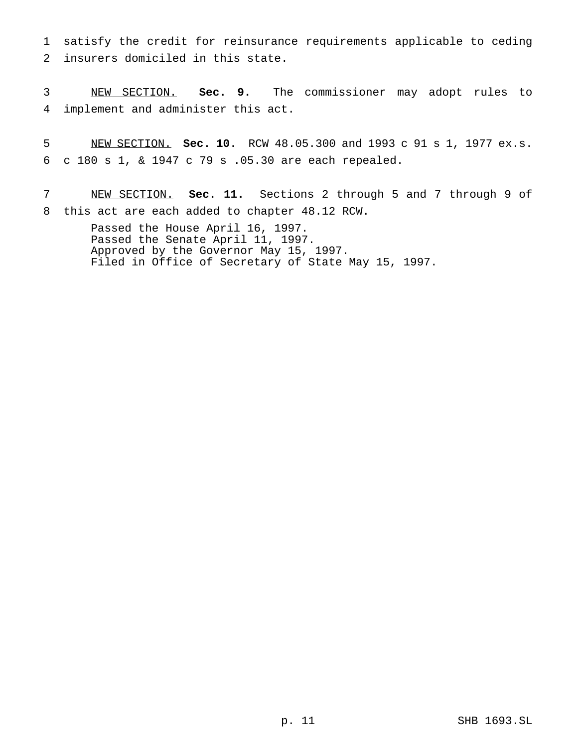satisfy the credit for reinsurance requirements applicable to ceding insurers domiciled in this state.

NEW SECTION. **Sec. 9.** The commissioner may adopt rules to implement and administer this act.

NEW SECTION. **Sec. 10.** RCW 48.05.300 and 1993 c 91 s 1, 1977 ex.s. c 180 s 1, & 1947 c 79 s .05.30 are each repealed.

NEW SECTION. **Sec. 11.** Sections 2 through 5 and 7 through 9 of this act are each added to chapter 48.12 RCW.

Passed the House April 16, 1997.
Passed the Senate April 11, 1997.
Approved by the Governor May 15, 1997.
Filed in Office of Secretary of State May 15, 1997.